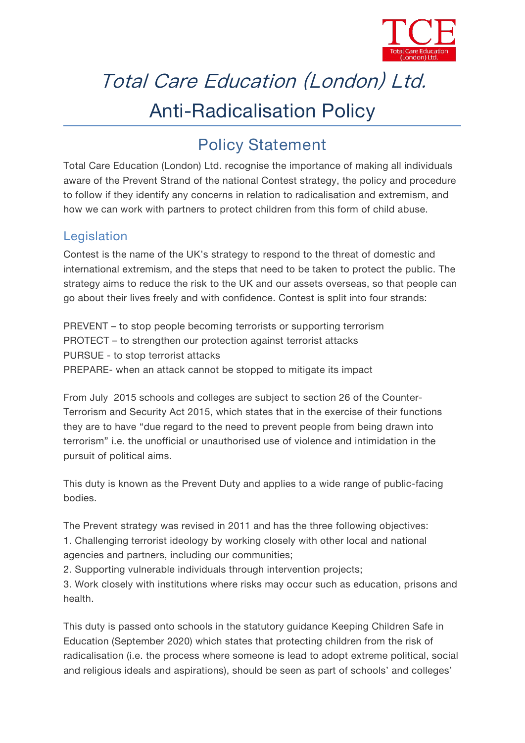# *Total Care Education (London) Ltd.*

# Anti-Radicalisation Policy

## Policy Statement

Total Care Education (London) Ltd. recognise the importance of making all individuals aware of the Prevent Strand of the national Contest strategy, the policy and procedure to follow if they identify any concerns in relation to radicalisation and extremism, and how we can work with partners to protect children from this form of child abuse.

### Legislation

Contest is the name of the UK's strategy to respond to the threat of domestic and international extremism, and the steps that need to be taken to protect the public. The strategy aims to reduce the risk to the UK and our assets overseas, so that people can go about their lives freely and with confidence. Contest is split into four strands:

PREVENT – to stop people becoming terrorists or supporting terrorism
PROTECT – to strengthen our protection against terrorist attacks
PURSUE - to stop terrorist attacks
PREPARE- when an attack cannot be stopped to mitigate its impact

From July 2015 schools and colleges are subject to section 26 of the Counter-Terrorism and Security Act 2015, which states that in the exercise of their functions they are to have "due regard to the need to prevent people from being drawn into terrorism" i.e. the unofficial or unauthorised use of violence and intimidation in the pursuit of political aims.

This duty is known as the Prevent Duty and applies to a wide range of public-facing bodies.

The Prevent strategy was revised in 2011 and has the three following objectives:
1. Challenging terrorist ideology by working closely with other local and national agencies and partners, including our communities;
2. Supporting vulnerable individuals through intervention projects;
3. Work closely with institutions where risks may occur such as education, prisons and health.

This duty is passed onto schools in the statutory guidance Keeping Children Safe in Education (September 2020) which states that protecting children from the risk of radicalisation (i.e. the process where someone is lead to adopt extreme political, social and religious ideals and aspirations), should be seen as part of schools' and colleges'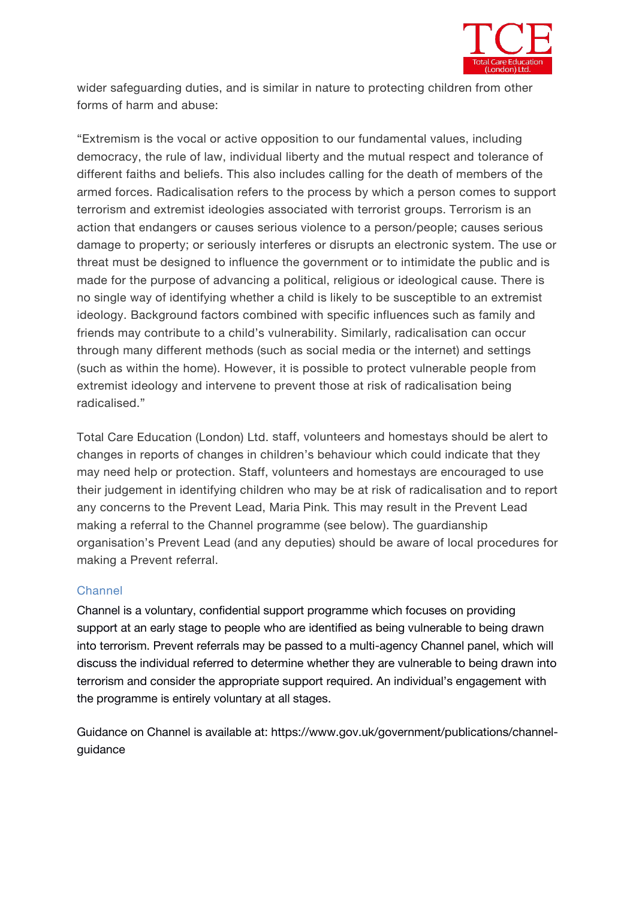wider safeguarding duties, and is similar in nature to protecting children from other forms of harm and abuse:

"Extremism is the vocal or active opposition to our fundamental values, including democracy, the rule of law, individual liberty and the mutual respect and tolerance of different faiths and beliefs. This also includes calling for the death of members of the armed forces. Radicalisation refers to the process by which a person comes to support terrorism and extremist ideologies associated with terrorist groups. Terrorism is an action that endangers or causes serious violence to a person/people; causes serious damage to property; or seriously interferes or disrupts an electronic system. The use or threat must be designed to influence the government or to intimidate the public and is made for the purpose of advancing a political, religious or ideological cause. There is no single way of identifying whether a child is likely to be susceptible to an extremist ideology. Background factors combined with specific influences such as family and friends may contribute to a child's vulnerability. Similarly, radicalisation can occur through many different methods (such as social media or the internet) and settings (such as within the home). However, it is possible to protect vulnerable people from extremist ideology and intervene to prevent those at risk of radicalisation being radicalised."

Total Care Education (London) Ltd. staff, volunteers and homestays should be alert to changes in reports of changes in children's behaviour which could indicate that they may need help or protection. Staff, volunteers and homestays are encouraged to use their judgement in identifying children who may be at risk of radicalisation and to report any concerns to the Prevent Lead, Maria Pink. This may result in the Prevent Lead making a referral to the Channel programme (see below). The guardianship organisation's Prevent Lead (and any deputies) should be aware of local procedures for making a Prevent referral.

### Channel

Channel is a voluntary, confidential support programme which focuses on providing support at an early stage to people who are identified as being vulnerable to being drawn into terrorism. Prevent referrals may be passed to a multi-agency Channel panel, which will discuss the individual referred to determine whether they are vulnerable to being drawn into terrorism and consider the appropriate support required. An individual's engagement with the programme is entirely voluntary at all stages.

Guidance on Channel is available at: https://www.gov.uk/government/publications/channel-guidance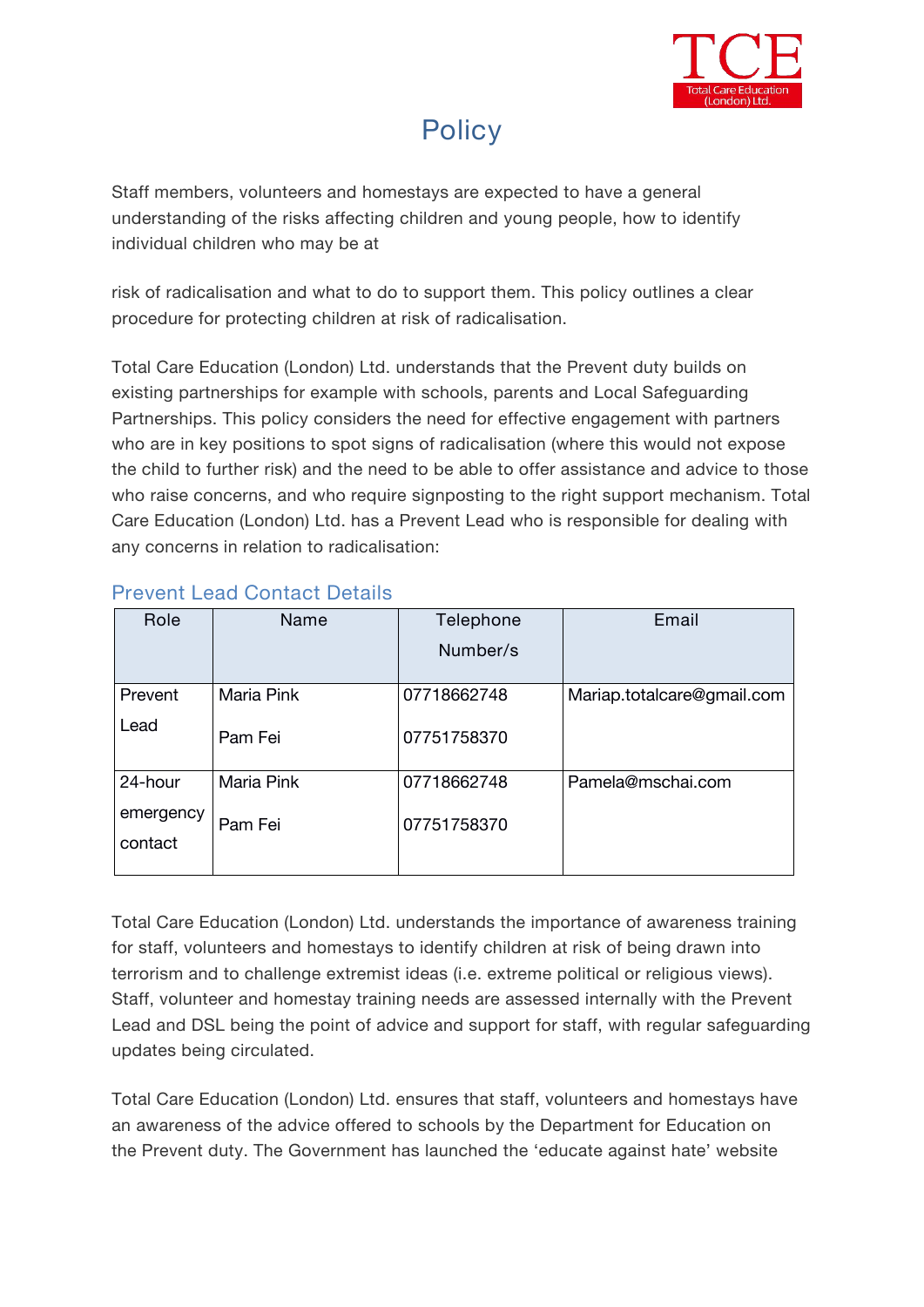# Policy

Staff members, volunteers and homestays are expected to have a general understanding of the risks affecting children and young people, how to identify individual children who may be at

risk of radicalisation and what to do to support them. This policy outlines a clear procedure for protecting children at risk of radicalisation.

Total Care Education (London) Ltd. understands that the Prevent duty builds on existing partnerships for example with schools, parents and Local Safeguarding Partnerships. This policy considers the need for effective engagement with partners who are in key positions to spot signs of radicalisation (where this would not expose the child to further risk) and the need to be able to offer assistance and advice to those who raise concerns, and who require signposting to the right support mechanism. Total Care Education (London) Ltd. has a Prevent Lead who is responsible for dealing with any concerns in relation to radicalisation:

## Prevent Lead Contact Details

| Role | Name | Telephone Number/s | Email |
|---|---|---|---|
| Prevent Lead | Maria Pink<br>Pam Fei | 07718662748<br>07751758370 | Mariap.totalcare@gmail.com |
| 24-hour emergency contact | Maria Pink<br>Pam Fei | 07718662748<br>07751758370 | Pamela@mschai.com |

Total Care Education (London) Ltd. understands the importance of awareness training for staff, volunteers and homestays to identify children at risk of being drawn into terrorism and to challenge extremist ideas (i.e. extreme political or religious views). Staff, volunteer and homestay training needs are assessed internally with the Prevent Lead and DSL being the point of advice and support for staff, with regular safeguarding updates being circulated.

Total Care Education (London) Ltd. ensures that staff, volunteers and homestays have an awareness of the advice offered to schools by the Department for Education on the Prevent duty. The Government has launched the 'educate against hate' website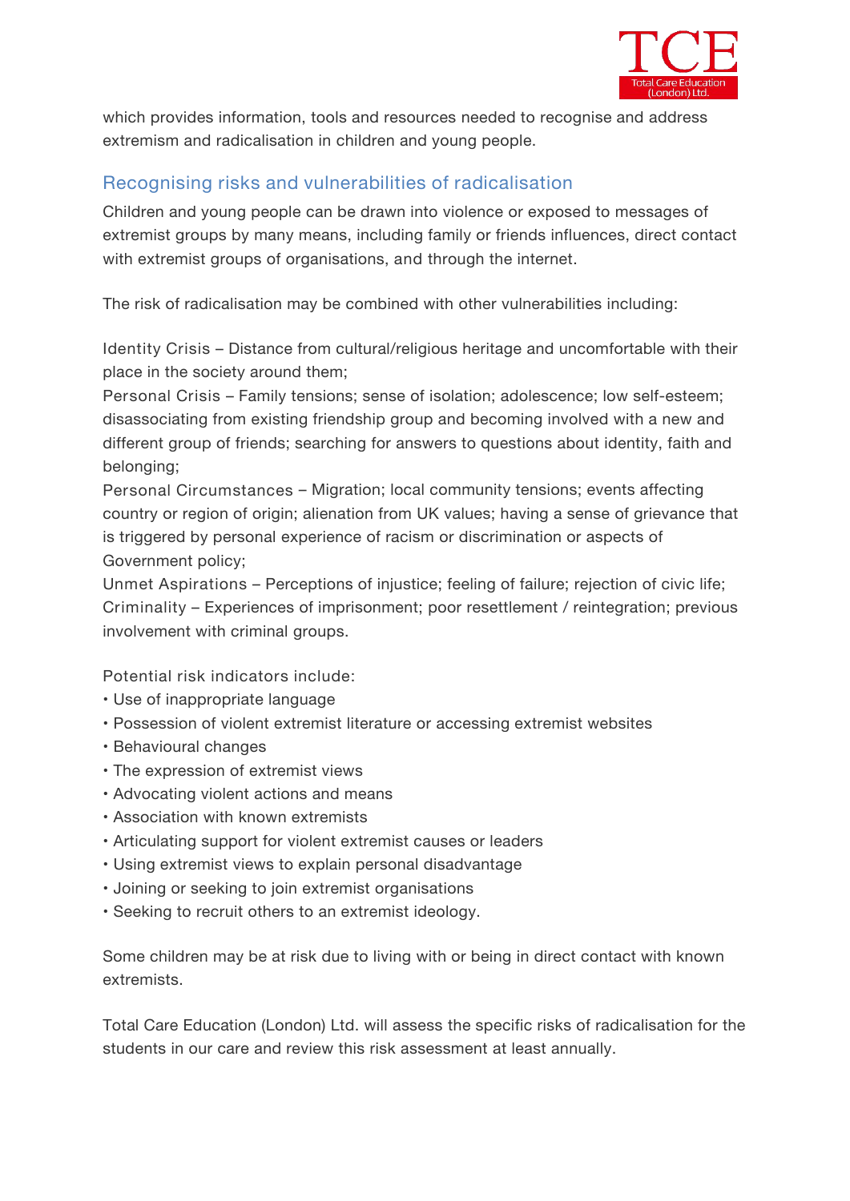which provides information, tools and resources needed to recognise and address extremism and radicalisation in children and young people.

## Recognising risks and vulnerabilities of radicalisation

Children and young people can be drawn into violence or exposed to messages of extremist groups by many means, including family or friends influences, direct contact with extremist groups of organisations, and through the internet.

The risk of radicalisation may be combined with other vulnerabilities including:

Identity Crisis – Distance from cultural/religious heritage and uncomfortable with their place in the society around them;
Personal Crisis – Family tensions; sense of isolation; adolescence; low self-esteem; disassociating from existing friendship group and becoming involved with a new and different group of friends; searching for answers to questions about identity, faith and belonging;
Personal Circumstances – Migration; local community tensions; events affecting country or region of origin; alienation from UK values; having a sense of grievance that is triggered by personal experience of racism or discrimination or aspects of Government policy;
Unmet Aspirations – Perceptions of injustice; feeling of failure; rejection of civic life;
Criminality – Experiences of imprisonment; poor resettlement / reintegration; previous involvement with criminal groups.

Potential risk indicators include:

- Use of inappropriate language
- Possession of violent extremist literature or accessing extremist websites
- Behavioural changes
- The expression of extremist views
- Advocating violent actions and means
- Association with known extremists
- Articulating support for violent extremist causes or leaders
- Using extremist views to explain personal disadvantage
- Joining or seeking to join extremist organisations
- Seeking to recruit others to an extremist ideology.

Some children may be at risk due to living with or being in direct contact with known extremists.

Total Care Education (London) Ltd. will assess the specific risks of radicalisation for the students in our care and review this risk assessment at least annually.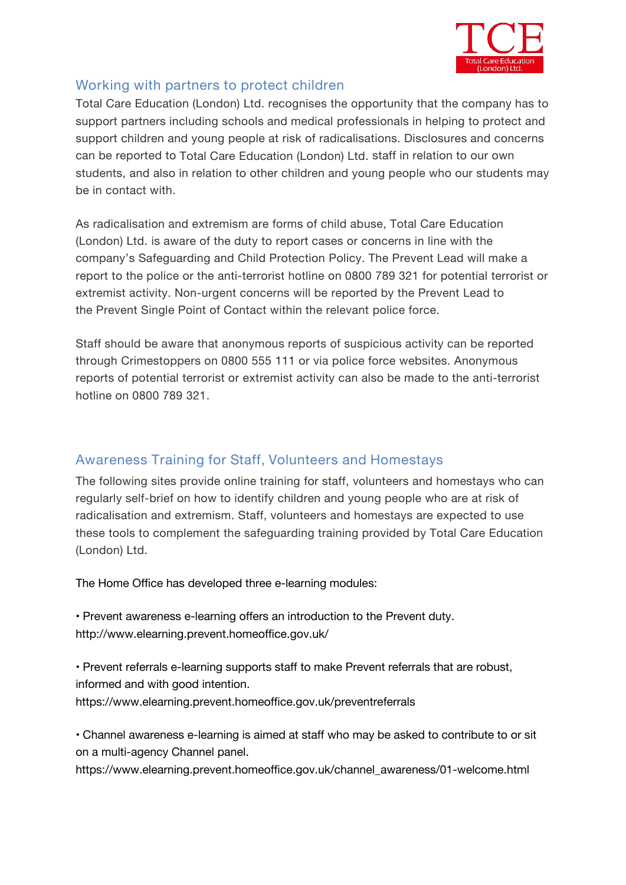## Working with partners to protect children

Total Care Education (London) Ltd. recognises the opportunity that the company has to support partners including schools and medical professionals in helping to protect and support children and young people at risk of radicalisations. Disclosures and concerns can be reported to Total Care Education (London) Ltd. staff in relation to our own students, and also in relation to other children and young people who our students may be in contact with.

As radicalisation and extremism are forms of child abuse, Total Care Education (London) Ltd. is aware of the duty to report cases or concerns in line with the company's Safeguarding and Child Protection Policy. The Prevent Lead will make a report to the police or the anti-terrorist hotline on 0800 789 321 for potential terrorist or extremist activity. Non-urgent concerns will be reported by the Prevent Lead to the Prevent Single Point of Contact within the relevant police force.

Staff should be aware that anonymous reports of suspicious activity can be reported through Crimestoppers on 0800 555 111 or via police force websites. Anonymous reports of potential terrorist or extremist activity can also be made to the anti-terrorist hotline on 0800 789 321.

## Awareness Training for Staff, Volunteers and Homestays

The following sites provide online training for staff, volunteers and homestays who can regularly self-brief on how to identify children and young people who are at risk of radicalisation and extremism. Staff, volunteers and homestays are expected to use these tools to complement the safeguarding training provided by Total Care Education (London) Ltd.

The Home Office has developed three e-learning modules:

- Prevent awareness e-learning offers an introduction to the Prevent duty.
http://www.elearning.prevent.homeoffice.gov.uk/

- Prevent referrals e-learning supports staff to make Prevent referrals that are robust, informed and with good intention.
https://www.elearning.prevent.homeoffice.gov.uk/preventreferrals

- Channel awareness e-learning is aimed at staff who may be asked to contribute to or sit on a multi-agency Channel panel.
https://www.elearning.prevent.homeoffice.gov.uk/channel_awareness/01-welcome.html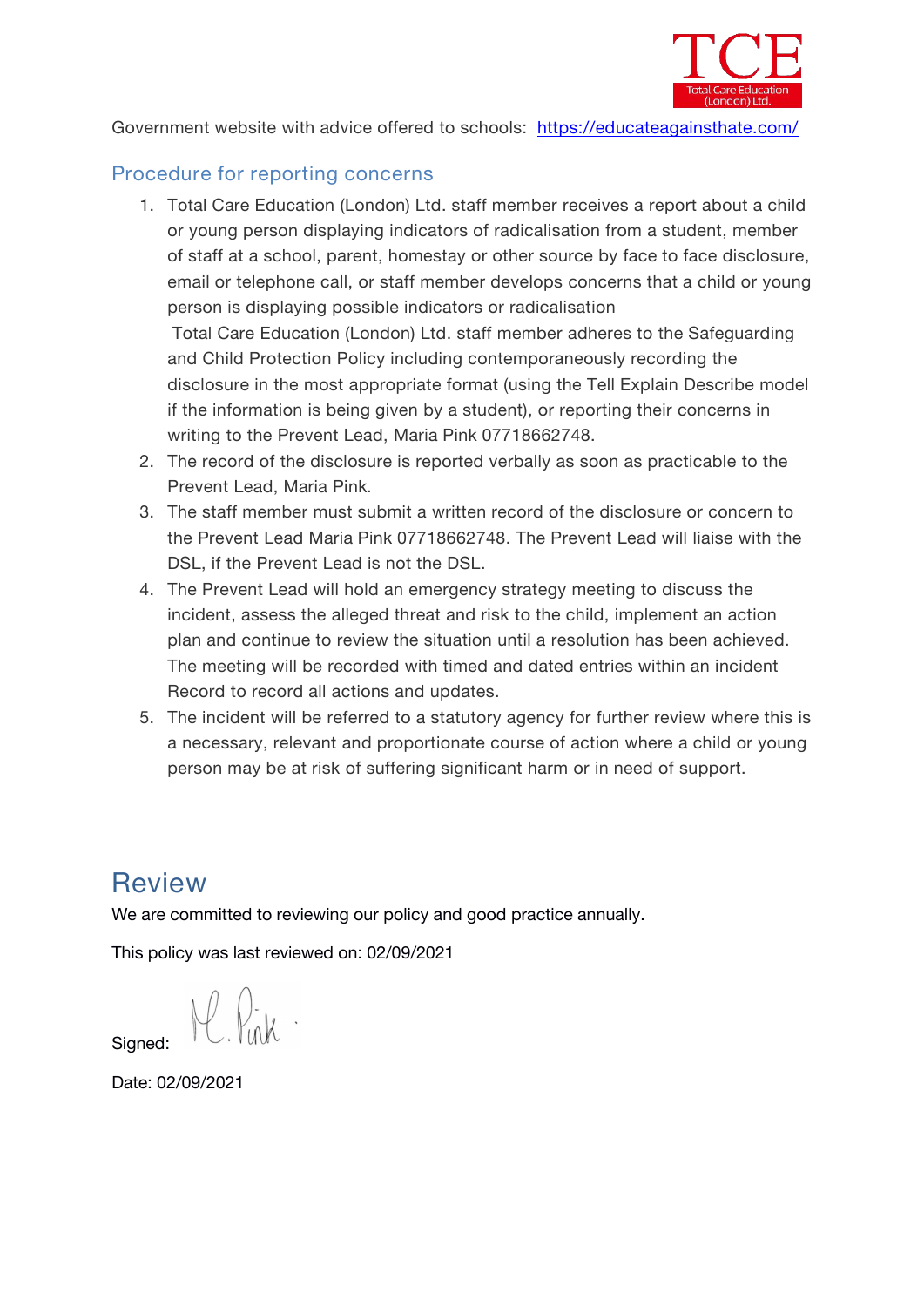Government website with advice offered to schools: [https://educateagainsthate.com/](https://educateagainsthate.com/)

## Procedure for reporting concerns

1. Total Care Education (London) Ltd. staff member receives a report about a child or young person displaying indicators of radicalisation from a student, member of staff at a school, parent, homestay or other source by face to face disclosure, email or telephone call, or staff member develops concerns that a child or young person is displaying possible indicators or radicalisation
   Total Care Education (London) Ltd. staff member adheres to the Safeguarding and Child Protection Policy including contemporaneously recording the disclosure in the most appropriate format (using the Tell Explain Describe model if the information is being given by a student), or reporting their concerns in writing to the Prevent Lead, Maria Pink 07718662748.
2. The record of the disclosure is reported verbally as soon as practicable to the Prevent Lead, Maria Pink.
3. The staff member must submit a written record of the disclosure or concern to the Prevent Lead Maria Pink 07718662748. The Prevent Lead will liaise with the DSL, if the Prevent Lead is not the DSL.
4. The Prevent Lead will hold an emergency strategy meeting to discuss the incident, assess the alleged threat and risk to the child, implement an action plan and continue to review the situation until a resolution has been achieved. The meeting will be recorded with timed and dated entries within an incident Record to record all actions and updates.
5. The incident will be referred to a statutory agency for further review where this is a necessary, relevant and proportionate course of action where a child or young person may be at risk of suffering significant harm or in need of support.

# Review

We are committed to reviewing our policy and good practice annually.

This policy was last reviewed on: 02/09/2021

Signed: M. Pink

Date: 02/09/2021